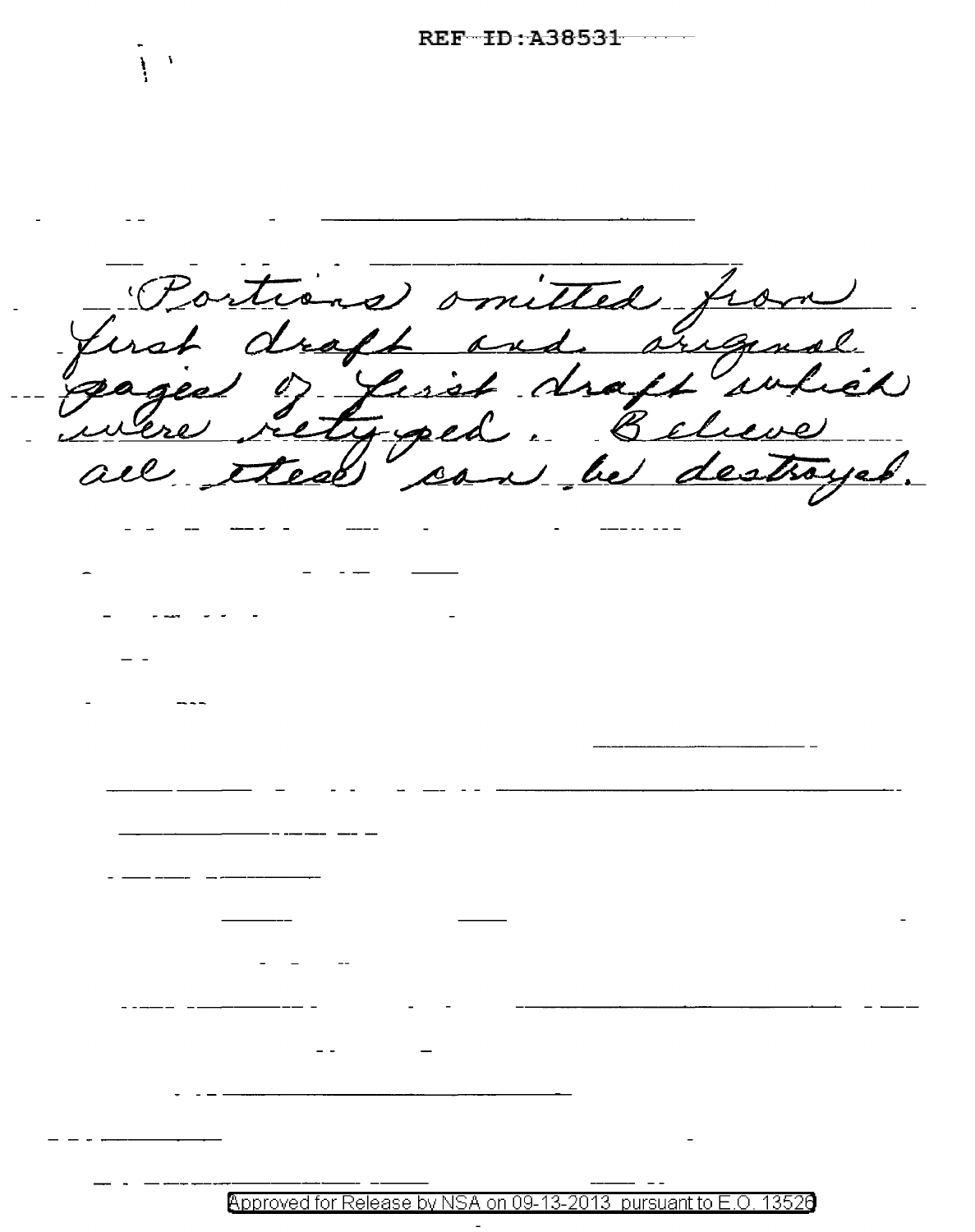Portions omitted from first draft and original pages of first draft which were retyped. Believe all these can be destroyed.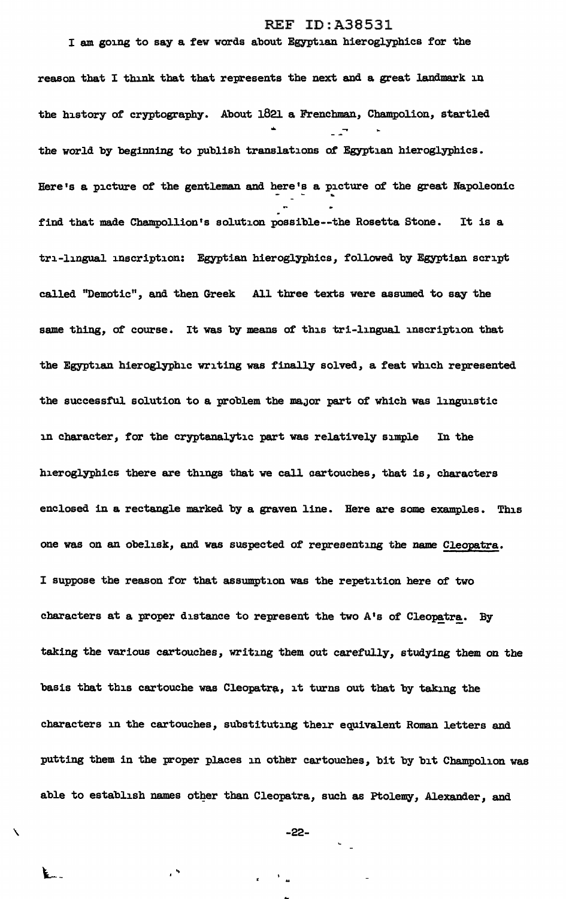I am going to say a few words about Egyptian hieroglyphics for the reason that I think that that represents the next and a great landmark in the history of cryptography. About 1821 a Frenchman, Champolion, startled the world by beginning to publish translations of Egyptian hieroglyphics. Here's a picture of the gentleman and here's a picture of the great Napoleonic find that made Champollion's solution possible--the Rosetta Stone. It is a tri-lingual inscription: Egyptian hieroglyphics, followed by Egyptian script called "Demotic", and then Greek All three texts were assumed to say the same thing, of course. It was by means of this tri-lingual inscription that the Egyptian hieroglyphic writing was finally solved, a feat which represented the successful solution to a problem the major part of which was linguistic in character, for the cryptanalytic part was relatively simple In the hieroglyphics there are things that we call cartouches, that is, characters enclosed in a rectangle marked by a graven line. Here are some examples. This one was on an obelisk, and was suspected of representing the name Cleopatra. I suppose the reason for that assumption was the repetition here of two characters at a proper distance to represent the two A's of Cleopatra. By taking the various cartouches, writing them out carefully, studying them on the basis that this cartouche was Cleopatra, it turns out that by taking the characters in the cartouches, substituting their equivalent Roman letters and putting them in the proper places in other cartouches, bit by bit Champolion was able to establish names other than Cleopatra, such as Ptolemy, Alexander, and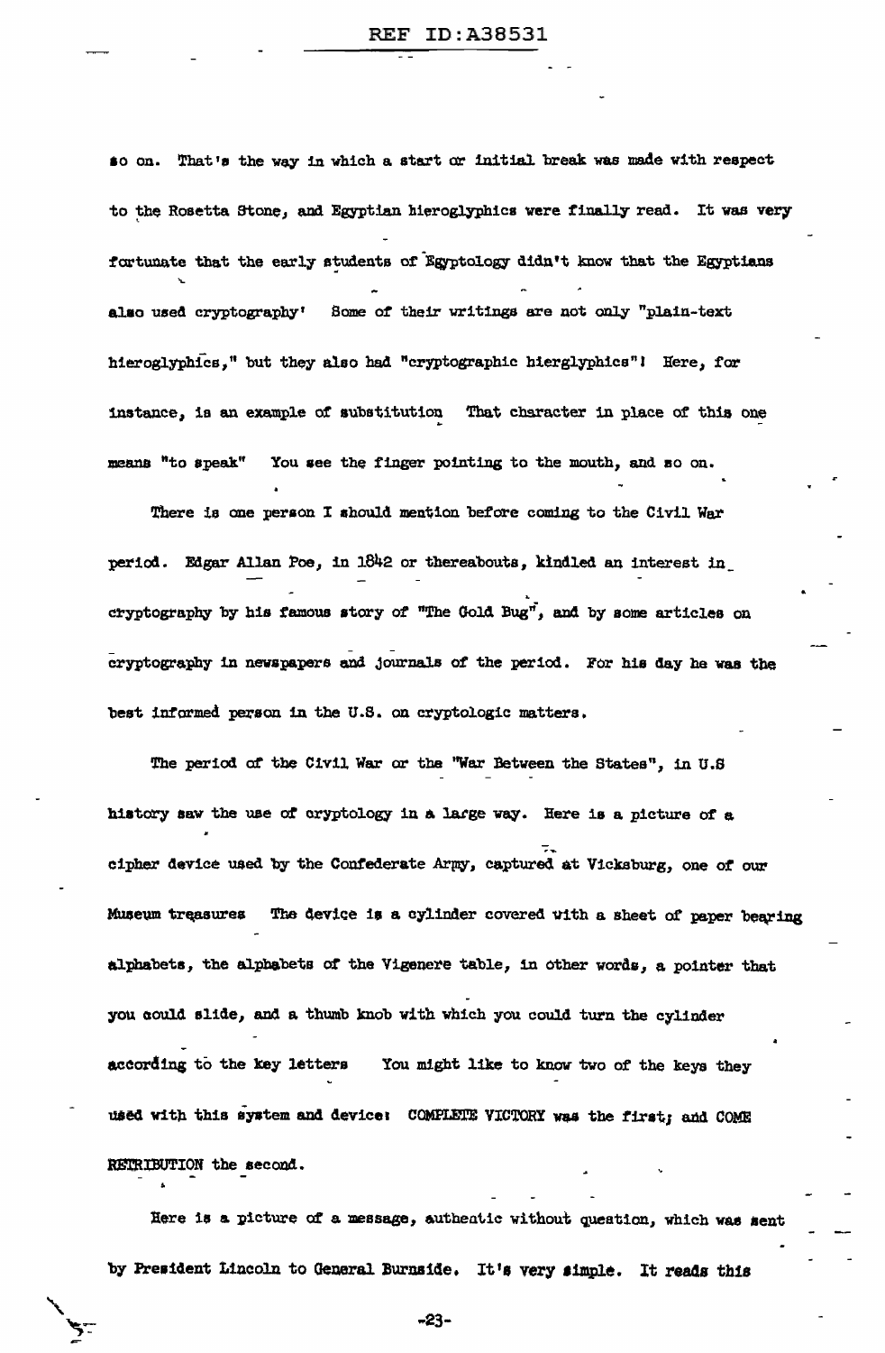so on. That's the way in which a start or initial break was made with respect to the Rosetta Stone, and Egyptian hieroglyphics were finally read. It was very fortunate that the early students of Egyptology didn't know that the Egyptians also used cryptography! Some of their writings are not only "plain-text hieroglyphics," but they also had "cryptographic hierglyphics"! Here, for instance, is an example of substitution That character in place of this one means "to speak" You see the finger pointing to the mouth, and so on.

There is one person I should mention before coming to the Civil War period. Edgar Allan Poe, in 1842 or thereabouts, kindled an interest in cryptography by his famous story of "The Gold Bug", and by some articles on cryptography in newspapers and journals of the period. For his day he was the best informed person in the U.S. on cryptologic matters.

The period of the Civil War or the "War Between the States", in U.S history saw the use of cryptology in a large way. Here is a picture of a cipher device used by the Confederate Army, captured at Vicksburg, one of our Museum treasures The device is a cylinder covered with a sheet of paper bearing alphabets, the alphabets of the Vigenere table, in other words, a pointer that you could slide, and a thumb knob with which you could turn the cylinder according to the key letters You might like to know two of the keys they used with this system and device: COMPLETE VICTORY was the first; and COME RETRIBUTION the second.

Here is a picture of a message, authentic without question, which was sent by President Lincoln to General Burnside. It's very simple. It reads this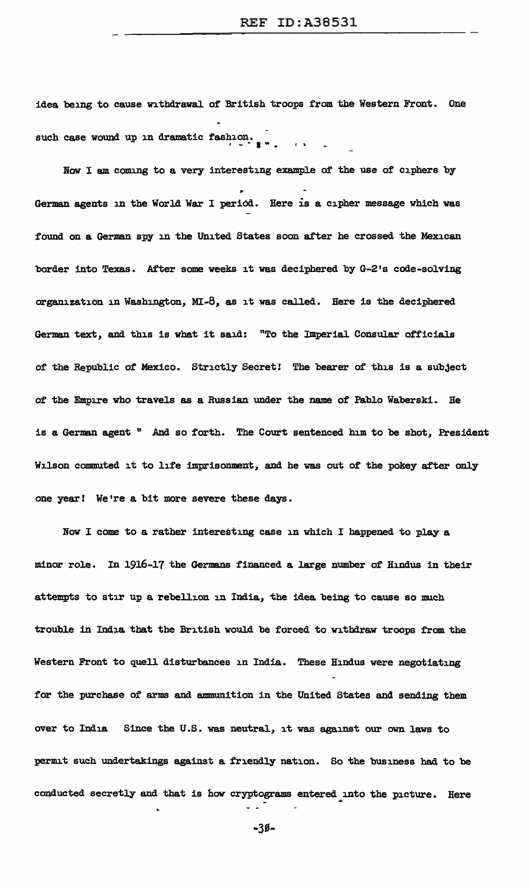idea being to cause withdrawal of British troops from the Western Front. One such case wound up in dramatic fashion.

Now I am coming to a very interesting example of the use of ciphers by German agents in the World War I period. Here is a cipher message which was found on a German spy in the United States soon after he crossed the Mexican border into Texas. After some weeks it was deciphered by G-2's code-solving organization in Washington, MI-8, as it was called. Here is the deciphered German text, and this is what it said: "To the Imperial Consular officials of the Republic of Mexico. Strictly Secret! The bearer of this is a subject of the Empire who travels as a Russian under the name of Pablo Waberski. He is a German agent " And so forth. The Court sentenced him to be shot, President Wilson commuted it to life imprisonment, and he was out of the pokey after only one year! We're a bit more severe these days.

Now I come to a rather interesting case in which I happened to play a minor role. In 1916-17 the Germans financed a large number of Hindus in their attempts to stir up a rebellion in India, the idea being to cause so much trouble in India that the British would be forced to withdraw troops from the Western Front to quell disturbances in India. These Hindus were negotiating for the purchase of arms and ammunition in the United States and sending them over to India Since the U.S. was neutral, it was against our own laws to permit such undertakings against a friendly nation. So the business had to be conducted secretly and that is how cryptograms entered into the picture. Here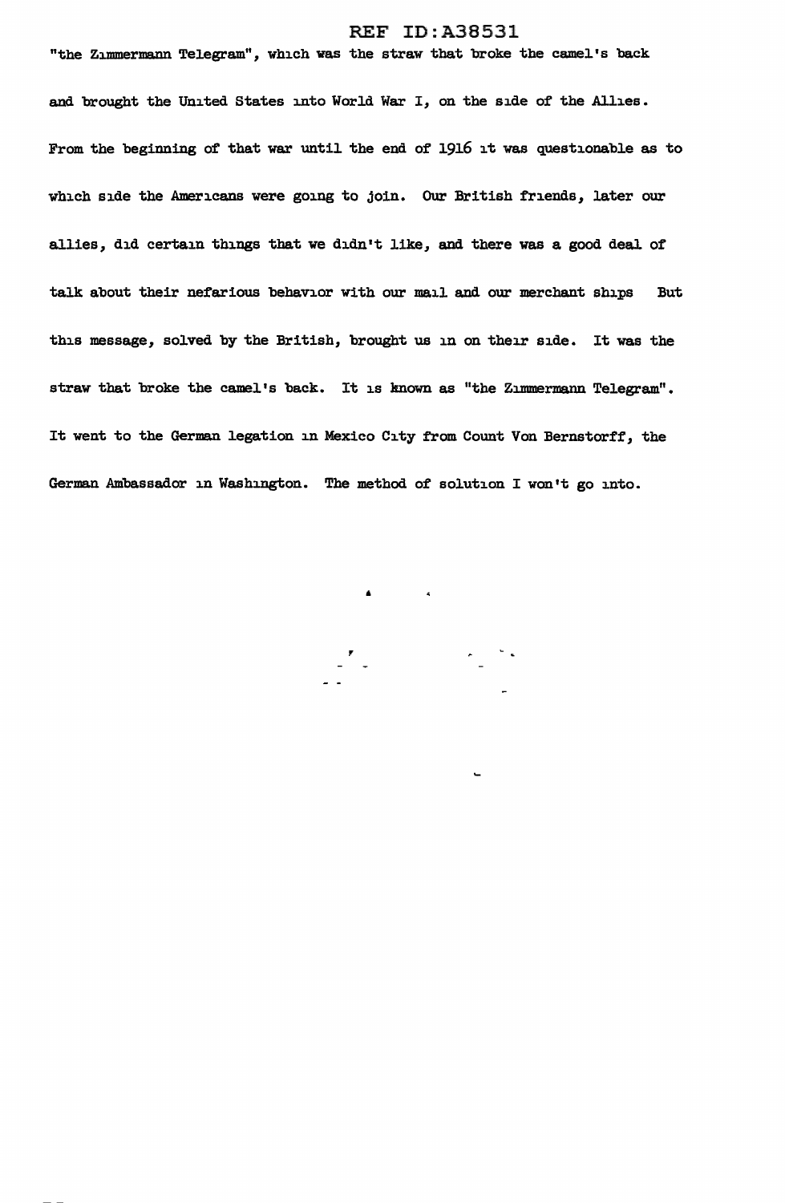"the Zimmermann Telegram", which was the straw that broke the camel's back and brought the United States into World War I, on the side of the Allies. From the beginning of that war until the end of 1916 it was questionable as to which side the Americans were going to join. Our British friends, later our allies, did certain things that we didn't like, and there was a good deal of talk about their nefarious behavior with our mail and our merchant ships But this message, solved by the British, brought us in on their side. It was the straw that broke the camel's back. It is known as "the Zimmermann Telegram". It went to the German legation in Mexico City from Count Von Bernstorff, the German Ambassador in Washington. The method of solution I won't go into.